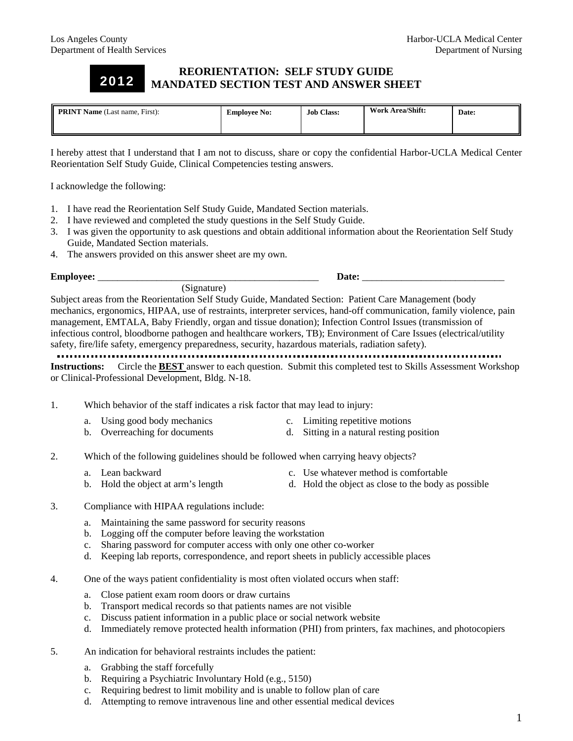Los Angeles County
Department of Health Services

Harbor-UCLA Medical Center
Department of Nursing

# 2012 REORIENTATION: SELF STUDY GUIDE MANDATED SECTION TEST AND ANSWER SHEET

| **PRINT Name** (Last name, First): | **Employee No:** | **Job Class:** | **Work Area/Shift:** | **Date:** |
|---|---|---|---|---|
| | | | | |

I hereby attest that I understand that I am not to discuss, share or copy the confidential Harbor-UCLA Medical Center Reorientation Self Study Guide, Clinical Competencies testing answers.

I acknowledge the following:

1. I have read the Reorientation Self Study Guide, Mandated Section materials.
2. I have reviewed and completed the study questions in the Self Study Guide.
3. I was given the opportunity to ask questions and obtain additional information about the Reorientation Self Study Guide, Mandated Section materials.
4. The answers provided on this answer sheet are my own.

**Employee:** _____________________________________________ **Date:** _____________________________
(Signature)

Subject areas from the Reorientation Self Study Guide, Mandated Section: Patient Care Management (body mechanics, ergonomics, HIPAA, use of restraints, interpreter services, hand-off communication, family violence, pain management, EMTALA, Baby Friendly, organ and tissue donation); Infection Control Issues (transmission of infectious control, bloodborne pathogen and healthcare workers, TB); Environment of Care Issues (electrical/utility safety, fire/life safety, emergency preparedness, security, hazardous materials, radiation safety).

**Instructions:** Circle the **BEST** answer to each question. Submit this completed test to Skills Assessment Workshop or Clinical-Professional Development, Bldg. N-18.

1. Which behavior of the staff indicates a risk factor that may lead to injury:
   a. Using good body mechanics
   b. Overreaching for documents
   c. Limiting repetitive motions
   d. Sitting in a natural resting position

2. Which of the following guidelines should be followed when carrying heavy objects?
   a. Lean backward
   b. Hold the object at arm's length
   c. Use whatever method is comfortable
   d. Hold the object as close to the body as possible

3. Compliance with HIPAA regulations include:
   a. Maintaining the same password for security reasons
   b. Logging off the computer before leaving the workstation
   c. Sharing password for computer access with only one other co-worker
   d. Keeping lab reports, correspondence, and report sheets in publicly accessible places

4. One of the ways patient confidentiality is most often violated occurs when staff:
   a. Close patient exam room doors or draw curtains
   b. Transport medical records so that patients names are not visible
   c. Discuss patient information in a public place or social network website
   d. Immediately remove protected health information (PHI) from printers, fax machines, and photocopiers

5. An indication for behavioral restraints includes the patient:
   a. Grabbing the staff forcefully
   b. Requiring a Psychiatric Involuntary Hold (e.g., 5150)
   c. Requiring bedrest to limit mobility and is unable to follow plan of care
   d. Attempting to remove intravenous line and other essential medical devices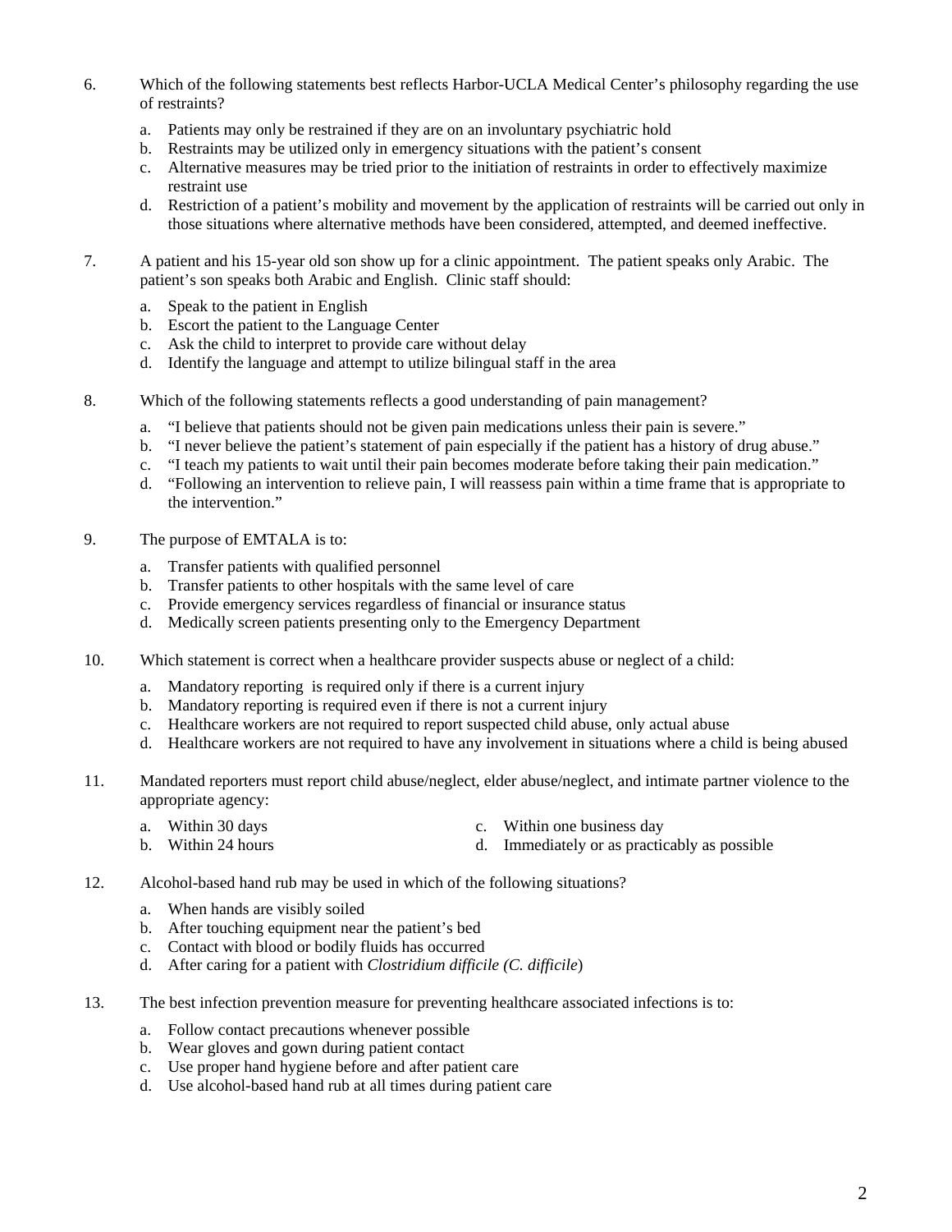6. Which of the following statements best reflects Harbor-UCLA Medical Center's philosophy regarding the use of restraints?

   a. Patients may only be restrained if they are on an involuntary psychiatric hold
   b. Restraints may be utilized only in emergency situations with the patient's consent
   c. Alternative measures may be tried prior to the initiation of restraints in order to effectively maximize restraint use
   d. Restriction of a patient's mobility and movement by the application of restraints will be carried out only in those situations where alternative methods have been considered, attempted, and deemed ineffective.

7. A patient and his 15-year old son show up for a clinic appointment. The patient speaks only Arabic. The patient's son speaks both Arabic and English. Clinic staff should:

   a. Speak to the patient in English
   b. Escort the patient to the Language Center
   c. Ask the child to interpret to provide care without delay
   d. Identify the language and attempt to utilize bilingual staff in the area

8. Which of the following statements reflects a good understanding of pain management?

   a. "I believe that patients should not be given pain medications unless their pain is severe."
   b. "I never believe the patient's statement of pain especially if the patient has a history of drug abuse."
   c. "I teach my patients to wait until their pain becomes moderate before taking their pain medication."
   d. "Following an intervention to relieve pain, I will reassess pain within a time frame that is appropriate to the intervention."

9. The purpose of EMTALA is to:

   a. Transfer patients with qualified personnel
   b. Transfer patients to other hospitals with the same level of care
   c. Provide emergency services regardless of financial or insurance status
   d. Medically screen patients presenting only to the Emergency Department

10. Which statement is correct when a healthcare provider suspects abuse or neglect of a child:

    a. Mandatory reporting is required only if there is a current injury
    b. Mandatory reporting is required even if there is not a current injury
    c. Healthcare workers are not required to report suspected child abuse, only actual abuse
    d. Healthcare workers are not required to have any involvement in situations where a child is being abused

11. Mandated reporters must report child abuse/neglect, elder abuse/neglect, and intimate partner violence to the appropriate agency:

    a. Within 30 days
    b. Within 24 hours
    c. Within one business day
    d. Immediately or as practicably as possible

12. Alcohol-based hand rub may be used in which of the following situations?

    a. When hands are visibly soiled
    b. After touching equipment near the patient's bed
    c. Contact with blood or bodily fluids has occurred
    d. After caring for a patient with *Clostridium difficile (C. difficile*)

13. The best infection prevention measure for preventing healthcare associated infections is to:

    a. Follow contact precautions whenever possible
    b. Wear gloves and gown during patient contact
    c. Use proper hand hygiene before and after patient care
    d. Use alcohol-based hand rub at all times during patient care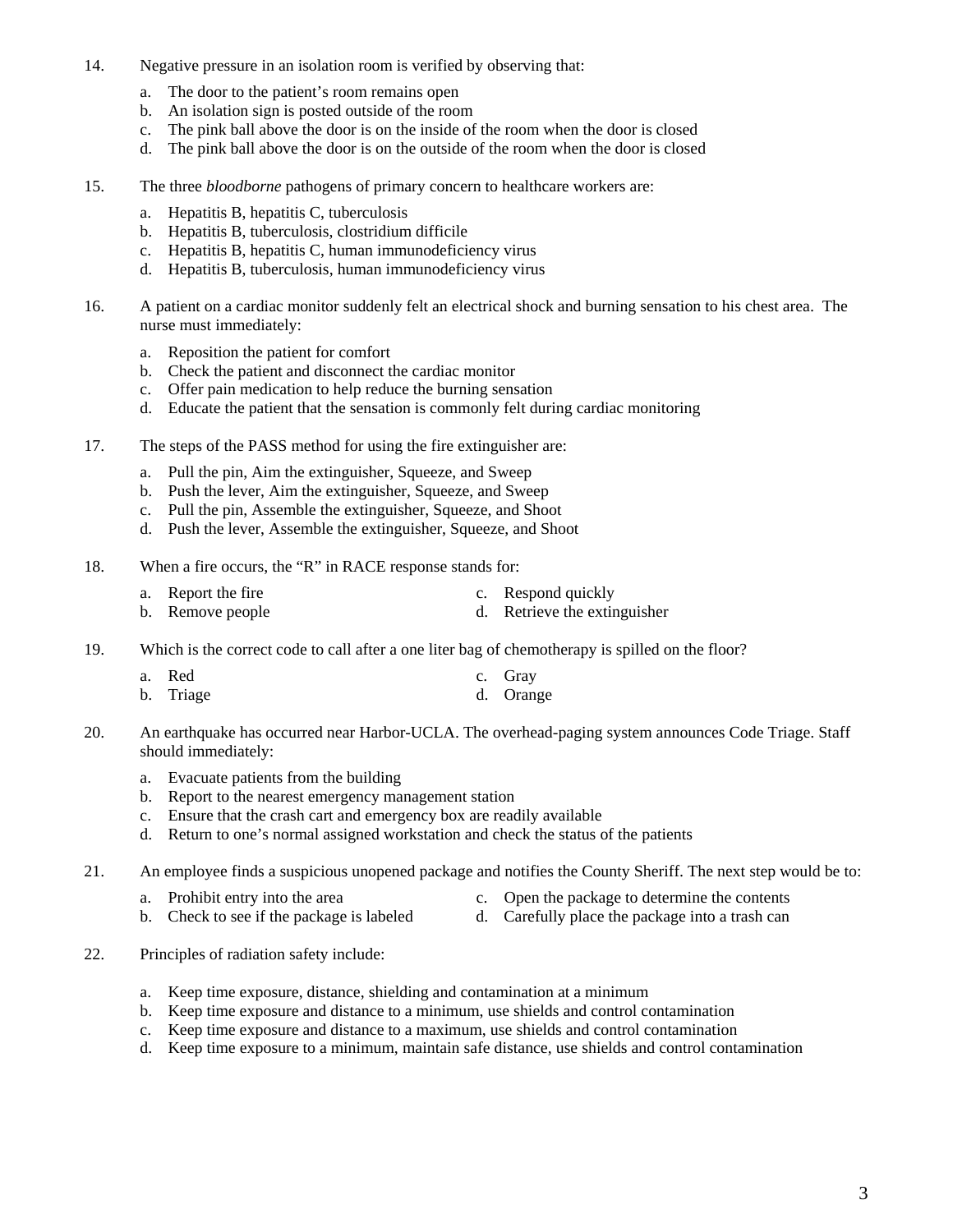14. Negative pressure in an isolation room is verified by observing that:

    a. The door to the patient's room remains open
    b. An isolation sign is posted outside of the room
    c. The pink ball above the door is on the inside of the room when the door is closed
    d. The pink ball above the door is on the outside of the room when the door is closed

15. The three *bloodborne* pathogens of primary concern to healthcare workers are:

    a. Hepatitis B, hepatitis C, tuberculosis
    b. Hepatitis B, tuberculosis, clostridium difficile
    c. Hepatitis B, hepatitis C, human immunodeficiency virus
    d. Hepatitis B, tuberculosis, human immunodeficiency virus

16. A patient on a cardiac monitor suddenly felt an electrical shock and burning sensation to his chest area. The nurse must immediately:

    a. Reposition the patient for comfort
    b. Check the patient and disconnect the cardiac monitor
    c. Offer pain medication to help reduce the burning sensation
    d. Educate the patient that the sensation is commonly felt during cardiac monitoring

17. The steps of the PASS method for using the fire extinguisher are:

    a. Pull the pin, Aim the extinguisher, Squeeze, and Sweep
    b. Push the lever, Aim the extinguisher, Squeeze, and Sweep
    c. Pull the pin, Assemble the extinguisher, Squeeze, and Shoot
    d. Push the lever, Assemble the extinguisher, Squeeze, and Shoot

18. When a fire occurs, the "R" in RACE response stands for:

    a. Report the fire
    b. Remove people
    c. Respond quickly
    d. Retrieve the extinguisher

19. Which is the correct code to call after a one liter bag of chemotherapy is spilled on the floor?

    a. Red
    b. Triage
    c. Gray
    d. Orange

20. An earthquake has occurred near Harbor-UCLA. The overhead-paging system announces Code Triage. Staff should immediately:

    a. Evacuate patients from the building
    b. Report to the nearest emergency management station
    c. Ensure that the crash cart and emergency box are readily available
    d. Return to one's normal assigned workstation and check the status of the patients

21. An employee finds a suspicious unopened package and notifies the County Sheriff. The next step would be to:

    a. Prohibit entry into the area
    b. Check to see if the package is labeled
    c. Open the package to determine the contents
    d. Carefully place the package into a trash can

22. Principles of radiation safety include:

    a. Keep time exposure, distance, shielding and contamination at a minimum
    b. Keep time exposure and distance to a minimum, use shields and control contamination
    c. Keep time exposure and distance to a maximum, use shields and control contamination
    d. Keep time exposure to a minimum, maintain safe distance, use shields and control contamination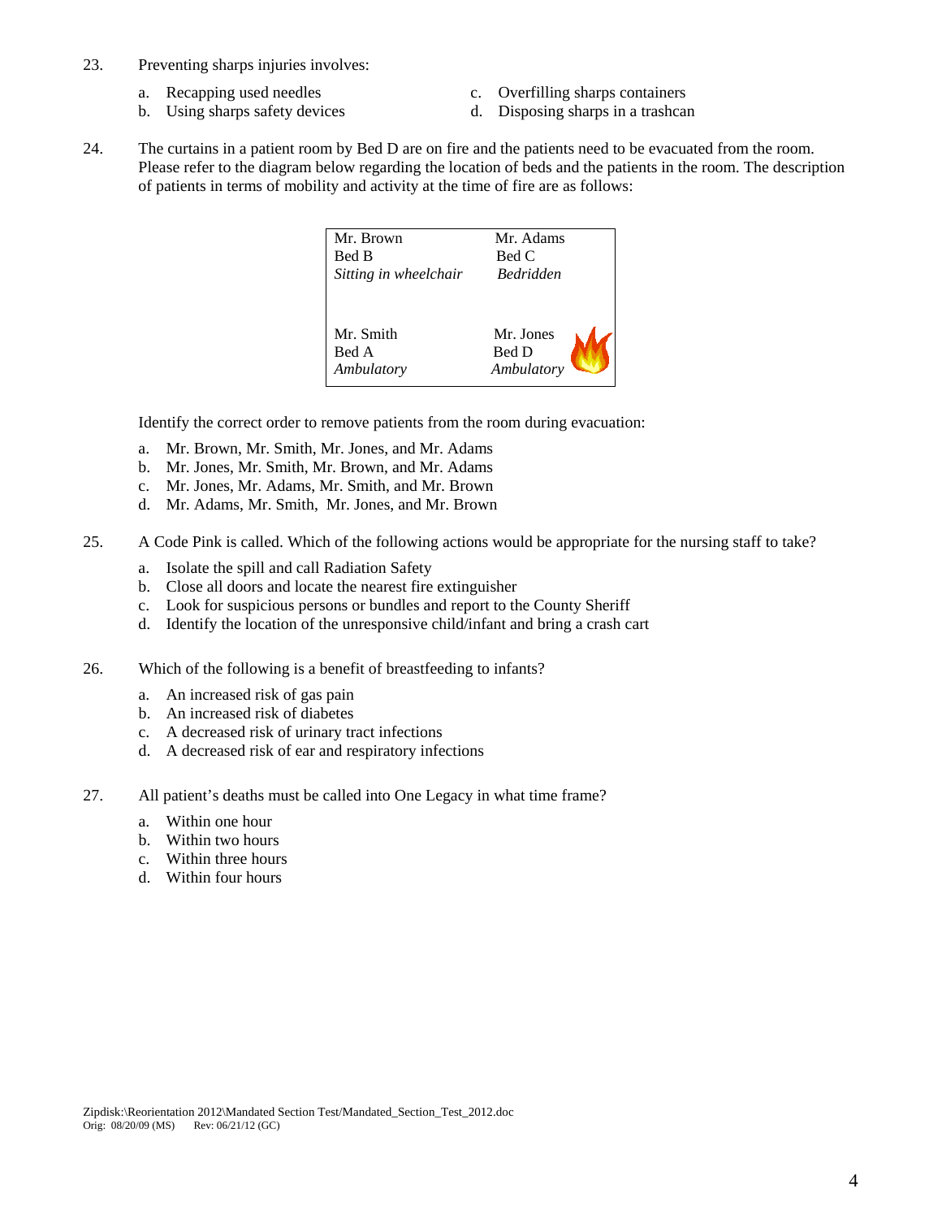23. Preventing sharps injuries involves:

    a. Recapping used needles
    b. Using sharps safety devices
    c. Overfilling sharps containers
    d. Disposing sharps in a trashcan

24. The curtains in a patient room by Bed D are on fire and the patients need to be evacuated from the room. Please refer to the diagram below regarding the location of beds and the patients in the room. The description of patients in terms of mobility and activity at the time of fire are as follows:

| | |
|---|---|
| Mr. Brown<br>Bed B<br>*Sitting in wheelchair* | Mr. Adams<br>Bed C<br>*Bedridden* |
| Mr. Smith<br>Bed A<br>*Ambulatory* | Mr. Jones<br>Bed D<br>*Ambulatory* |

    Identify the correct order to remove patients from the room during evacuation:

    a. Mr. Brown, Mr. Smith, Mr. Jones, and Mr. Adams
    b. Mr. Jones, Mr. Smith, Mr. Brown, and Mr. Adams
    c. Mr. Jones, Mr. Adams, Mr. Smith, and Mr. Brown
    d. Mr. Adams, Mr. Smith, Mr. Jones, and Mr. Brown

25. A Code Pink is called. Which of the following actions would be appropriate for the nursing staff to take?

    a. Isolate the spill and call Radiation Safety
    b. Close all doors and locate the nearest fire extinguisher
    c. Look for suspicious persons or bundles and report to the County Sheriff
    d. Identify the location of the unresponsive child/infant and bring a crash cart

26. Which of the following is a benefit of breastfeeding to infants?

    a. An increased risk of gas pain
    b. An increased risk of diabetes
    c. A decreased risk of urinary tract infections
    d. A decreased risk of ear and respiratory infections

27. All patient's deaths must be called into One Legacy in what time frame?

    a. Within one hour
    b. Within two hours
    c. Within three hours
    d. Within four hours

Zipdisk:\Reorientation 2012\Mandated Section Test/Mandated_Section_Test_2012.doc
Orig: 08/20/09 (MS) Rev: 06/21/12 (GC)